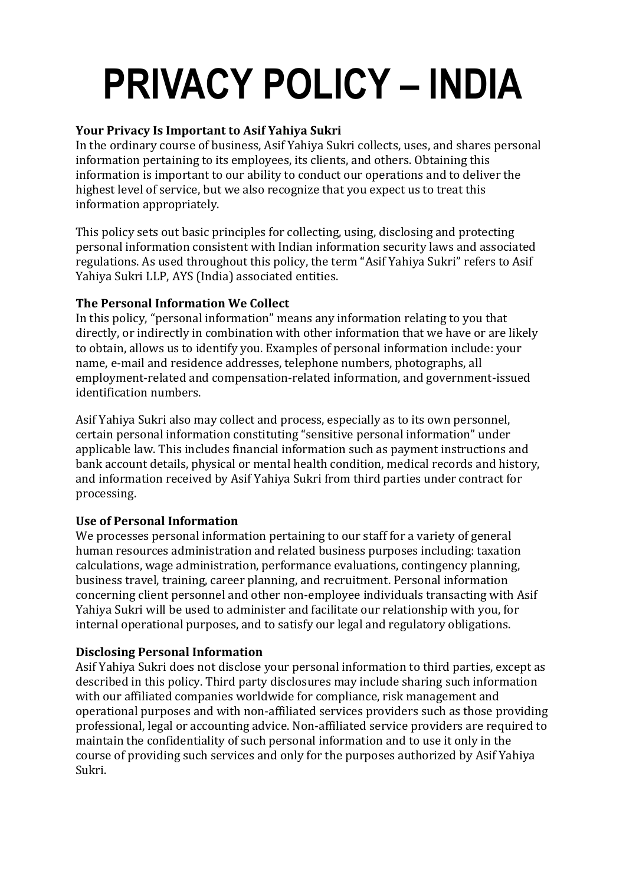# PRIVACY POLICY – INDIA

**Your Privacy Is Important to Asif Yahiya Sukri**

In the ordinary course of business, Asif Yahiya Sukri collects, uses, and shares personal information pertaining to its employees, its clients, and others. Obtaining this information is important to our ability to conduct our operations and to deliver the highest level of service, but we also recognize that you expect us to treat this information appropriately.

This policy sets out basic principles for collecting, using, disclosing and protecting personal information consistent with Indian information security laws and associated regulations. As used throughout this policy, the term "Asif Yahiya Sukri" refers to Asif Yahiya Sukri LLP, AYS (India) associated entities.

**The Personal Information We Collect**

In this policy, "personal information" means any information relating to you that directly, or indirectly in combination with other information that we have or are likely to obtain, allows us to identify you. Examples of personal information include: your name, e-mail and residence addresses, telephone numbers, photographs, all employment-related and compensation-related information, and government-issued identification numbers.

Asif Yahiya Sukri also may collect and process, especially as to its own personnel, certain personal information constituting "sensitive personal information" under applicable law. This includes financial information such as payment instructions and bank account details, physical or mental health condition, medical records and history, and information received by Asif Yahiya Sukri from third parties under contract for processing.

**Use of Personal Information**

We processes personal information pertaining to our staff for a variety of general human resources administration and related business purposes including: taxation calculations, wage administration, performance evaluations, contingency planning, business travel, training, career planning, and recruitment. Personal information concerning client personnel and other non-employee individuals transacting with Asif Yahiya Sukri will be used to administer and facilitate our relationship with you, for internal operational purposes, and to satisfy our legal and regulatory obligations.

**Disclosing Personal Information**

Asif Yahiya Sukri does not disclose your personal information to third parties, except as described in this policy. Third party disclosures may include sharing such information with our affiliated companies worldwide for compliance, risk management and operational purposes and with non-affiliated services providers such as those providing professional, legal or accounting advice. Non-affiliated service providers are required to maintain the confidentiality of such personal information and to use it only in the course of providing such services and only for the purposes authorized by Asif Yahiya Sukri.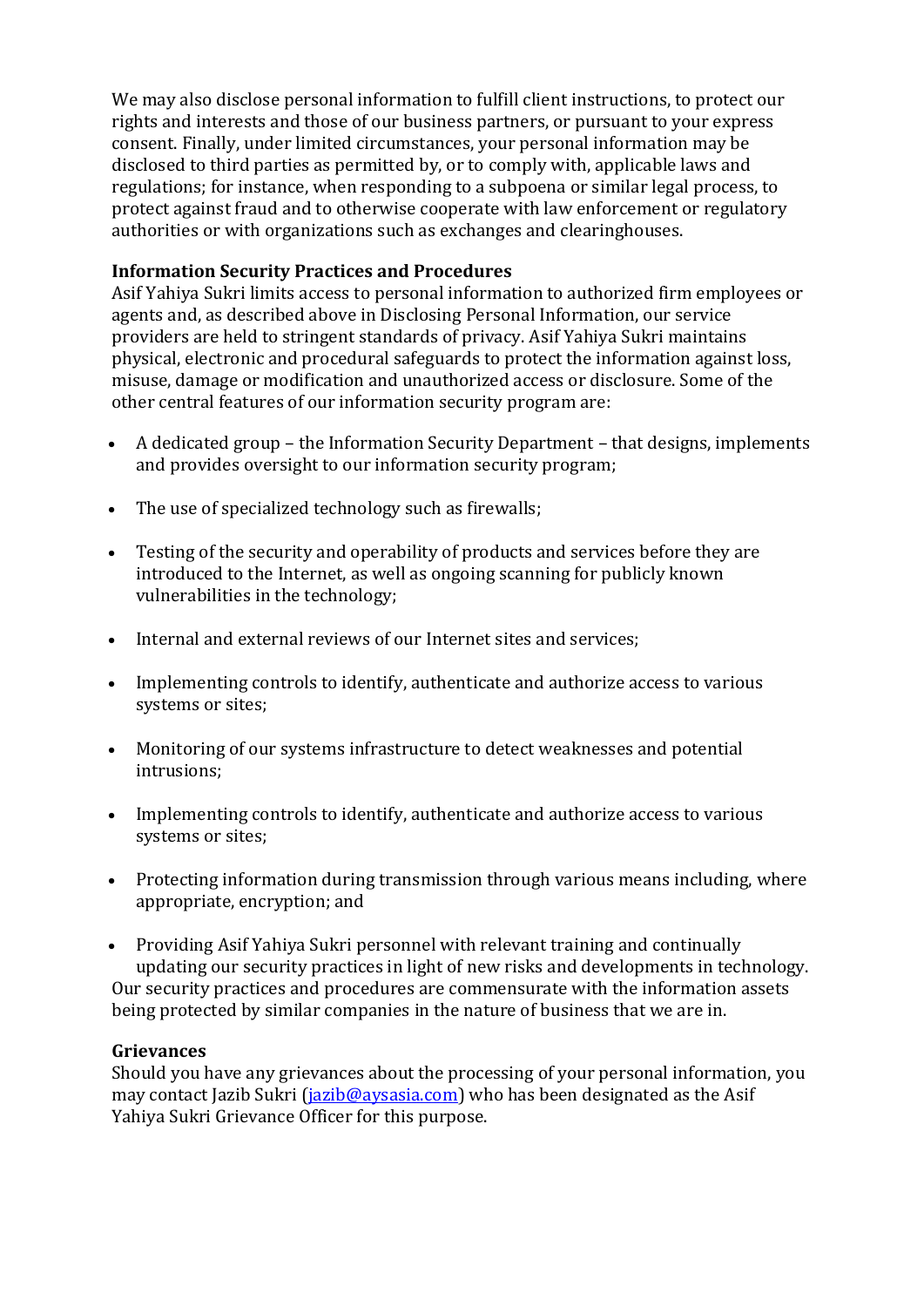We may also disclose personal information to fulfill client instructions, to protect our rights and interests and those of our business partners, or pursuant to your express consent. Finally, under limited circumstances, your personal information may be disclosed to third parties as permitted by, or to comply with, applicable laws and regulations; for instance, when responding to a subpoena or similar legal process, to protect against fraud and to otherwise cooperate with law enforcement or regulatory authorities or with organizations such as exchanges and clearinghouses.

**Information Security Practices and Procedures**

Asif Yahiya Sukri limits access to personal information to authorized firm employees or agents and, as described above in Disclosing Personal Information, our service providers are held to stringent standards of privacy. Asif Yahiya Sukri maintains physical, electronic and procedural safeguards to protect the information against loss, misuse, damage or modification and unauthorized access or disclosure. Some of the other central features of our information security program are:

- A dedicated group – the Information Security Department – that designs, implements and provides oversight to our information security program;
- The use of specialized technology such as firewalls;
- Testing of the security and operability of products and services before they are introduced to the Internet, as well as ongoing scanning for publicly known vulnerabilities in the technology;
- Internal and external reviews of our Internet sites and services;
- Implementing controls to identify, authenticate and authorize access to various systems or sites;
- Monitoring of our systems infrastructure to detect weaknesses and potential intrusions;
- Implementing controls to identify, authenticate and authorize access to various systems or sites;
- Protecting information during transmission through various means including, where appropriate, encryption; and
- Providing Asif Yahiya Sukri personnel with relevant training and continually updating our security practices in light of new risks and developments in technology.

Our security practices and procedures are commensurate with the information assets being protected by similar companies in the nature of business that we are in.

**Grievances**

Should you have any grievances about the processing of your personal information, you may contact Jazib Sukri (jazib@aysasia.com) who has been designated as the Asif Yahiya Sukri Grievance Officer for this purpose.